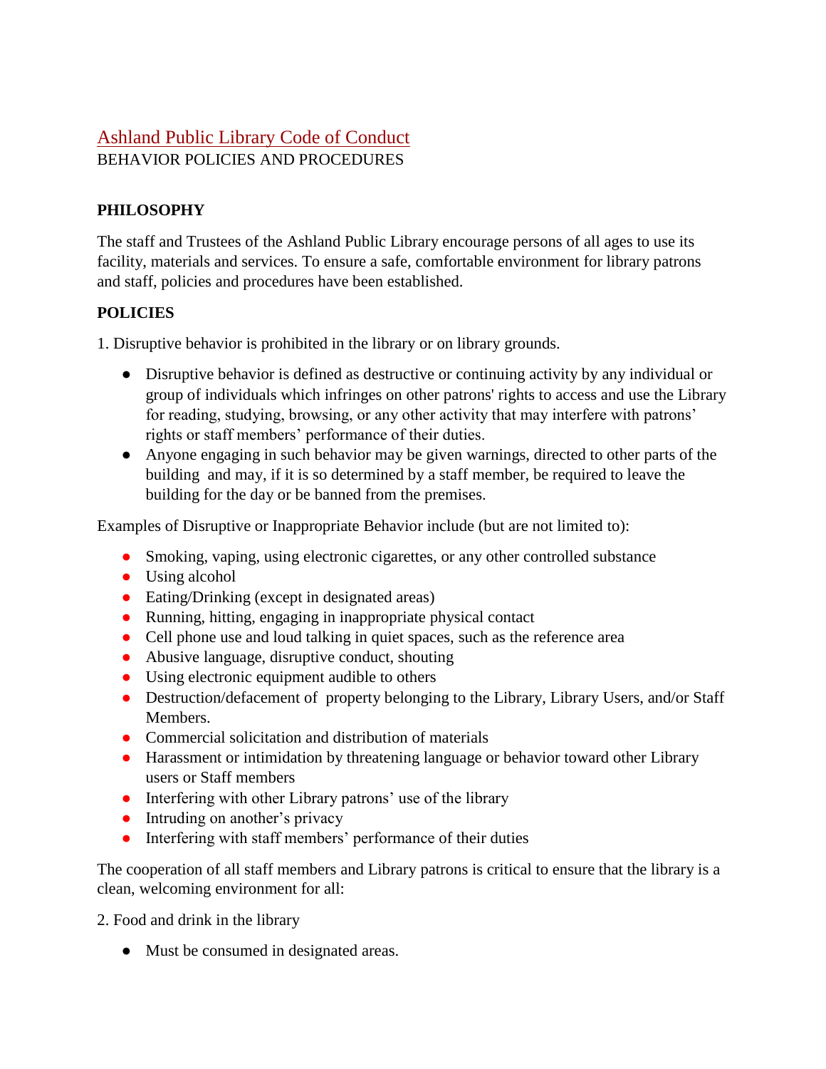# Ashland Public Library Code of Conduct

BEHAVIOR POLICIES AND PROCEDURES

## PHILOSOPHY

The staff and Trustees of the Ashland Public Library encourage persons of all ages to use its facility, materials and services. To ensure a safe, comfortable environment for library patrons and staff, policies and procedures have been established.

## POLICIES

1. Disruptive behavior is prohibited in the library or on library grounds.

- Disruptive behavior is defined as destructive or continuing activity by any individual or group of individuals which infringes on other patrons' rights to access and use the Library for reading, studying, browsing, or any other activity that may interfere with patrons' rights or staff members' performance of their duties.
- Anyone engaging in such behavior may be given warnings, directed to other parts of the building and may, if it is so determined by a staff member, be required to leave the building for the day or be banned from the premises.

Examples of Disruptive or Inappropriate Behavior include (but are not limited to):

- Smoking, vaping, using electronic cigarettes, or any other controlled substance
- Using alcohol
- Eating/Drinking (except in designated areas)
- Running, hitting, engaging in inappropriate physical contact
- Cell phone use and loud talking in quiet spaces, such as the reference area
- Abusive language, disruptive conduct, shouting
- Using electronic equipment audible to others
- Destruction/defacement of property belonging to the Library, Library Users, and/or Staff Members.
- Commercial solicitation and distribution of materials
- Harassment or intimidation by threatening language or behavior toward other Library users or Staff members
- Interfering with other Library patrons' use of the library
- Intruding on another's privacy
- Interfering with staff members' performance of their duties

The cooperation of all staff members and Library patrons is critical to ensure that the library is a clean, welcoming environment for all:

2. Food and drink in the library

- Must be consumed in designated areas.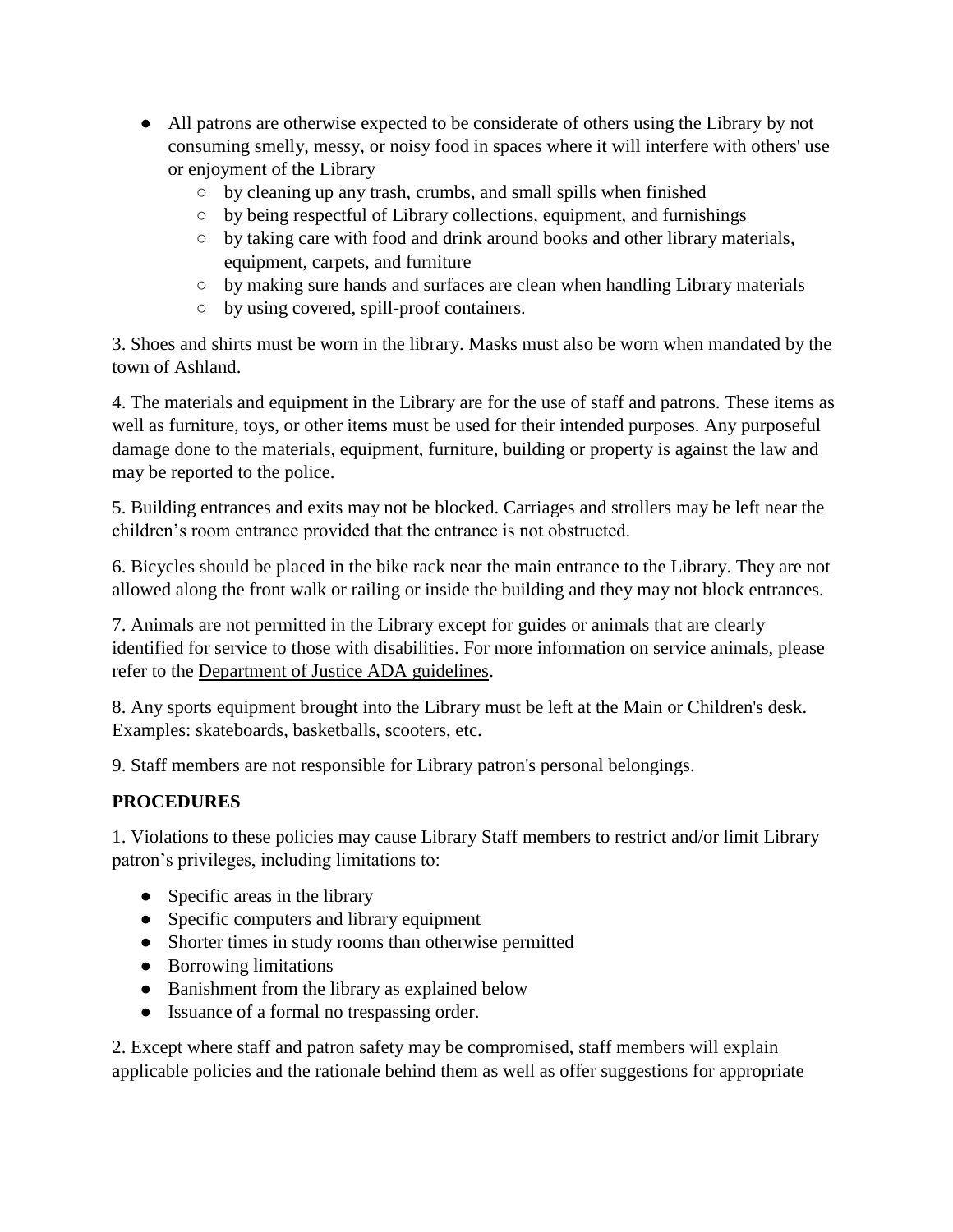- All patrons are otherwise expected to be considerate of others using the Library by not consuming smelly, messy, or noisy food in spaces where it will interfere with others' use or enjoyment of the Library
    - by cleaning up any trash, crumbs, and small spills when finished
    - by being respectful of Library collections, equipment, and furnishings
    - by taking care with food and drink around books and other library materials, equipment, carpets, and furniture
    - by making sure hands and surfaces are clean when handling Library materials
    - by using covered, spill-proof containers.

3. Shoes and shirts must be worn in the library. Masks must also be worn when mandated by the town of Ashland.

4. The materials and equipment in the Library are for the use of staff and patrons. These items as well as furniture, toys, or other items must be used for their intended purposes. Any purposeful damage done to the materials, equipment, furniture, building or property is against the law and may be reported to the police.

5. Building entrances and exits may not be blocked. Carriages and strollers may be left near the children's room entrance provided that the entrance is not obstructed.

6. Bicycles should be placed in the bike rack near the main entrance to the Library. They are not allowed along the front walk or railing or inside the building and they may not block entrances.

7. Animals are not permitted in the Library except for guides or animals that are clearly identified for service to those with disabilities. For more information on service animals, please refer to the Department of Justice ADA guidelines.

8. Any sports equipment brought into the Library must be left at the Main or Children's desk. Examples: skateboards, basketballs, scooters, etc.

9. Staff members are not responsible for Library patron's personal belongings.

**PROCEDURES**

1. Violations to these policies may cause Library Staff members to restrict and/or limit Library patron's privileges, including limitations to:

- Specific areas in the library
- Specific computers and library equipment
- Shorter times in study rooms than otherwise permitted
- Borrowing limitations
- Banishment from the library as explained below
- Issuance of a formal no trespassing order.

2. Except where staff and patron safety may be compromised, staff members will explain applicable policies and the rationale behind them as well as offer suggestions for appropriate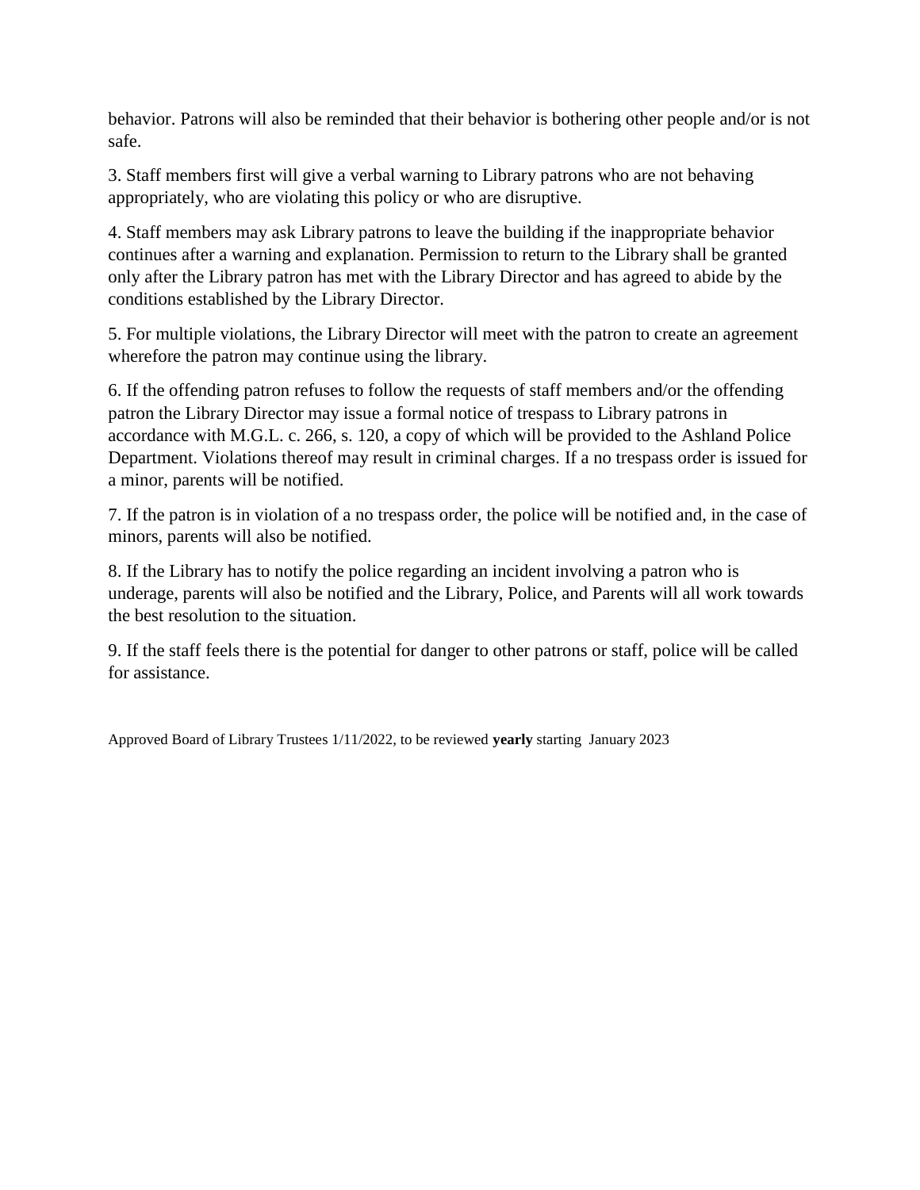behavior. Patrons will also be reminded that their behavior is bothering other people and/or is not safe.

3. Staff members first will give a verbal warning to Library patrons who are not behaving appropriately, who are violating this policy or who are disruptive.

4. Staff members may ask Library patrons to leave the building if the inappropriate behavior continues after a warning and explanation. Permission to return to the Library shall be granted only after the Library patron has met with the Library Director and has agreed to abide by the conditions established by the Library Director.

5. For multiple violations, the Library Director will meet with the patron to create an agreement wherefore the patron may continue using the library.

6. If the offending patron refuses to follow the requests of staff members and/or the offending patron the Library Director may issue a formal notice of trespass to Library patrons in accordance with M.G.L. c. 266, s. 120, a copy of which will be provided to the Ashland Police Department. Violations thereof may result in criminal charges. If a no trespass order is issued for a minor, parents will be notified.

7. If the patron is in violation of a no trespass order, the police will be notified and, in the case of minors, parents will also be notified.

8. If the Library has to notify the police regarding an incident involving a patron who is underage, parents will also be notified and the Library, Police, and Parents will all work towards the best resolution to the situation.

9. If the staff feels there is the potential for danger to other patrons or staff, police will be called for assistance.

Approved Board of Library Trustees 1/11/2022, to be reviewed **yearly** starting January 2023